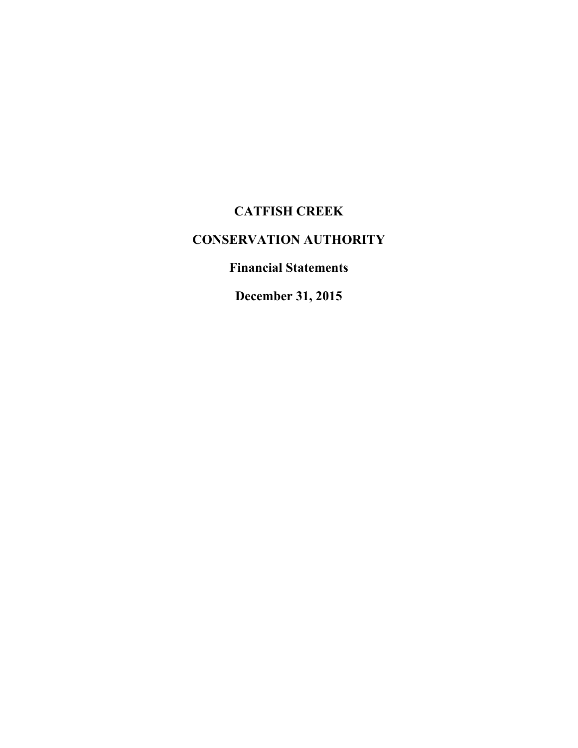# CATFISH CREEK

# CONSERVATION AUTHORITY

## Financial Statements

## December 31, 2015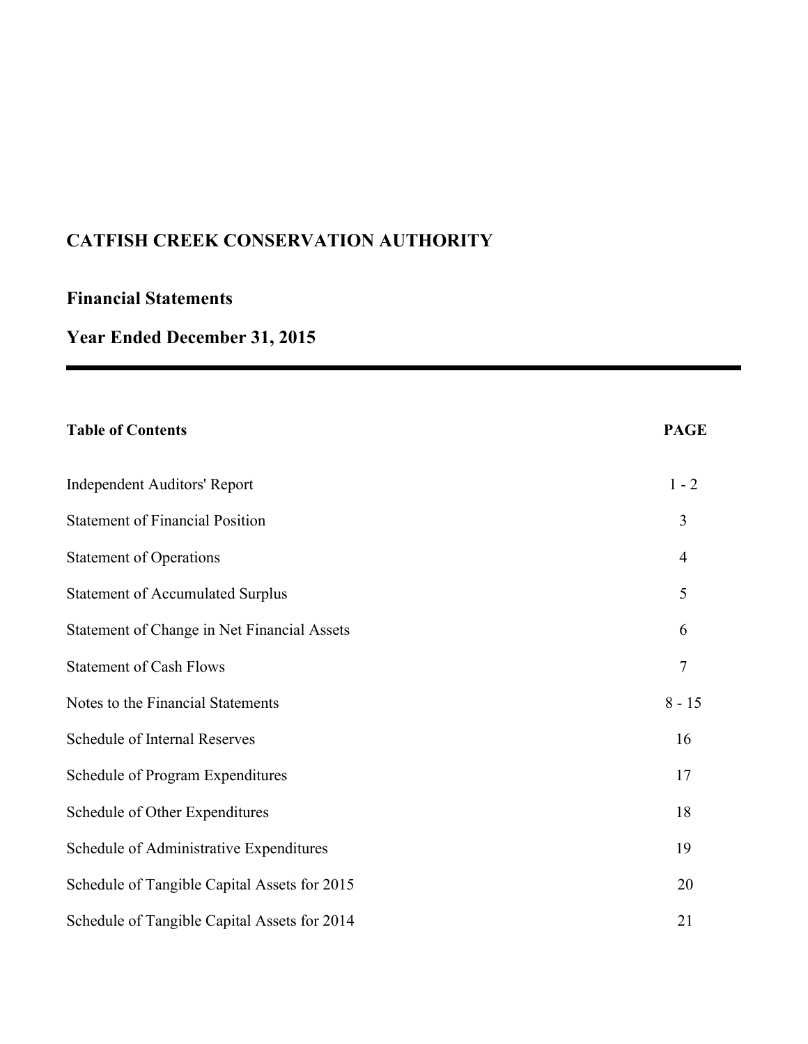# CATFISH CREEK CONSERVATION AUTHORITY

## Financial Statements

## Year Ended December 31, 2015

---

| Table of Contents | PAGE |
| --- | --- |
| Independent Auditors' Report | 1 - 2 |
| Statement of Financial Position | 3 |
| Statement of Operations | 4 |
| Statement of Accumulated Surplus | 5 |
| Statement of Change in Net Financial Assets | 6 |
| Statement of Cash Flows | 7 |
| Notes to the Financial Statements | 8 - 15 |
| Schedule of Internal Reserves | 16 |
| Schedule of Program Expenditures | 17 |
| Schedule of Other Expenditures | 18 |
| Schedule of Administrative Expenditures | 19 |
| Schedule of Tangible Capital Assets for 2015 | 20 |
| Schedule of Tangible Capital Assets for 2014 | 21 |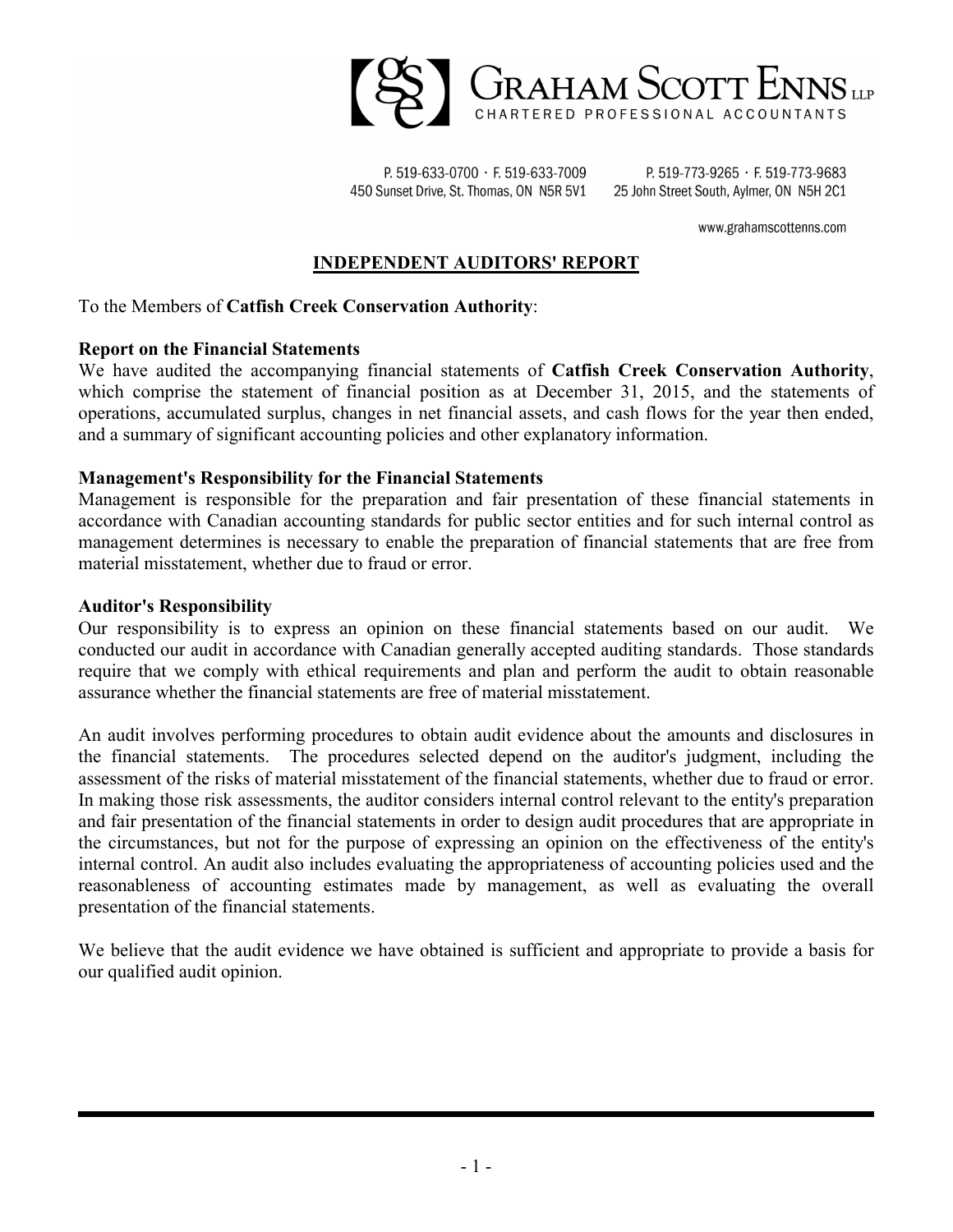# GRAHAM SCOTT ENNS LLP

CHARTERED PROFESSIONAL ACCOUNTANTS

P. 519-633-0700 · F. 519-633-7009
450 Sunset Drive, St. Thomas, ON N5R 5V1

P. 519-773-9265 · F. 519-773-9683
25 John Street South, Aylmer, ON N5H 2C1

www.grahamscottenns.com

## INDEPENDENT AUDITORS' REPORT

To the Members of **Catfish Creek Conservation Authority**:

**Report on the Financial Statements**

We have audited the accompanying financial statements of **Catfish Creek Conservation Authority**, which comprise the statement of financial position as at December 31, 2015, and the statements of operations, accumulated surplus, changes in net financial assets, and cash flows for the year then ended, and a summary of significant accounting policies and other explanatory information.

**Management's Responsibility for the Financial Statements**

Management is responsible for the preparation and fair presentation of these financial statements in accordance with Canadian accounting standards for public sector entities and for such internal control as management determines is necessary to enable the preparation of financial statements that are free from material misstatement, whether due to fraud or error.

**Auditor's Responsibility**

Our responsibility is to express an opinion on these financial statements based on our audit. We conducted our audit in accordance with Canadian generally accepted auditing standards. Those standards require that we comply with ethical requirements and plan and perform the audit to obtain reasonable assurance whether the financial statements are free of material misstatement.

An audit involves performing procedures to obtain audit evidence about the amounts and disclosures in the financial statements. The procedures selected depend on the auditor's judgment, including the assessment of the risks of material misstatement of the financial statements, whether due to fraud or error. In making those risk assessments, the auditor considers internal control relevant to the entity's preparation and fair presentation of the financial statements in order to design audit procedures that are appropriate in the circumstances, but not for the purpose of expressing an opinion on the effectiveness of the entity's internal control. An audit also includes evaluating the appropriateness of accounting policies used and the reasonableness of accounting estimates made by management, as well as evaluating the overall presentation of the financial statements.

We believe that the audit evidence we have obtained is sufficient and appropriate to provide a basis for our qualified audit opinion.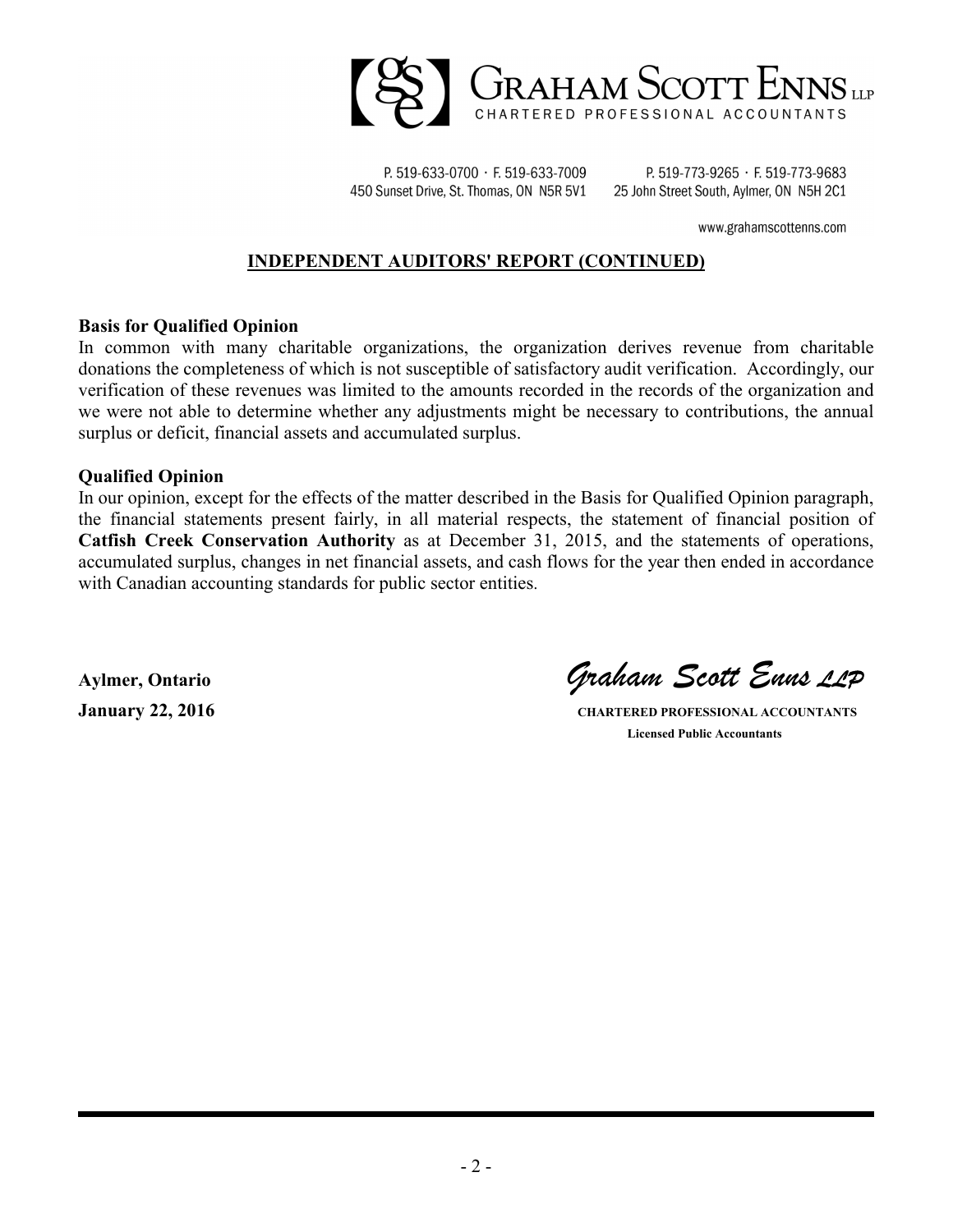# INDEPENDENT AUDITORS' REPORT (CONTINUED)

**Basis for Qualified Opinion**

In common with many charitable organizations, the organization derives revenue from charitable donations the completeness of which is not susceptible of satisfactory audit verification. Accordingly, our verification of these revenues was limited to the amounts recorded in the records of the organization and we were not able to determine whether any adjustments might be necessary to contributions, the annual surplus or deficit, financial assets and accumulated surplus.

**Qualified Opinion**

In our opinion, except for the effects of the matter described in the Basis for Qualified Opinion paragraph, the financial statements present fairly, in all material respects, the statement of financial position of **Catfish Creek Conservation Authority** as at December 31, 2015, and the statements of operations, accumulated surplus, changes in net financial assets, and cash flows for the year then ended in accordance with Canadian accounting standards for public sector entities.

**Aylmer, Ontario**
**January 22, 2016**

*Graham Scott Enns LLP*
**CHARTERED PROFESSIONAL ACCOUNTANTS**
**Licensed Public Accountants**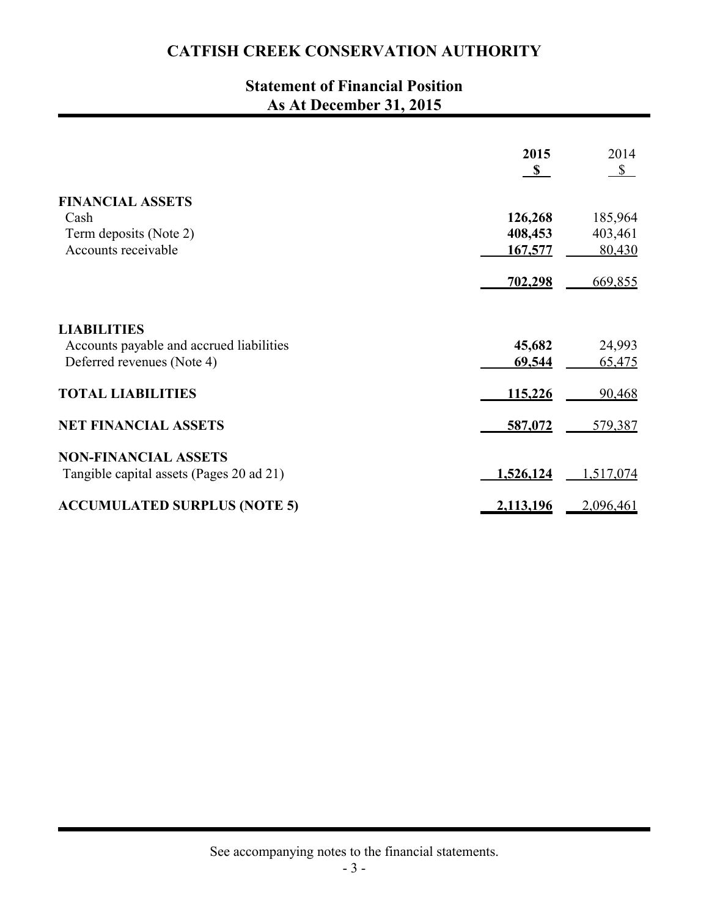# CATFISH CREEK CONSERVATION AUTHORITY

## Statement of Financial Position
## As At December 31, 2015

| | 2015<br>$ | 2014<br>$ |
|---|---|---|
| **FINANCIAL ASSETS** | | |
| Cash | **126,268** | 185,964 |
| Term deposits (Note 2) | **408,453** | 403,461 |
| Accounts receivable | **167,577** | 80,430 |
| | **702,298** | 669,855 |
| **LIABILITIES** | | |
| Accounts payable and accrued liabilities | **45,682** | 24,993 |
| Deferred revenues (Note 4) | **69,544** | 65,475 |
| **TOTAL LIABILITIES** | **115,226** | 90,468 |
| **NET FINANCIAL ASSETS** | **587,072** | 579,387 |
| **NON-FINANCIAL ASSETS** | | |
| Tangible capital assets (Pages 20 ad 21) | **1,526,124** | 1,517,074 |
| **ACCUMULATED SURPLUS (NOTE 5)** | **2,113,196** | 2,096,461 |

See accompanying notes to the financial statements.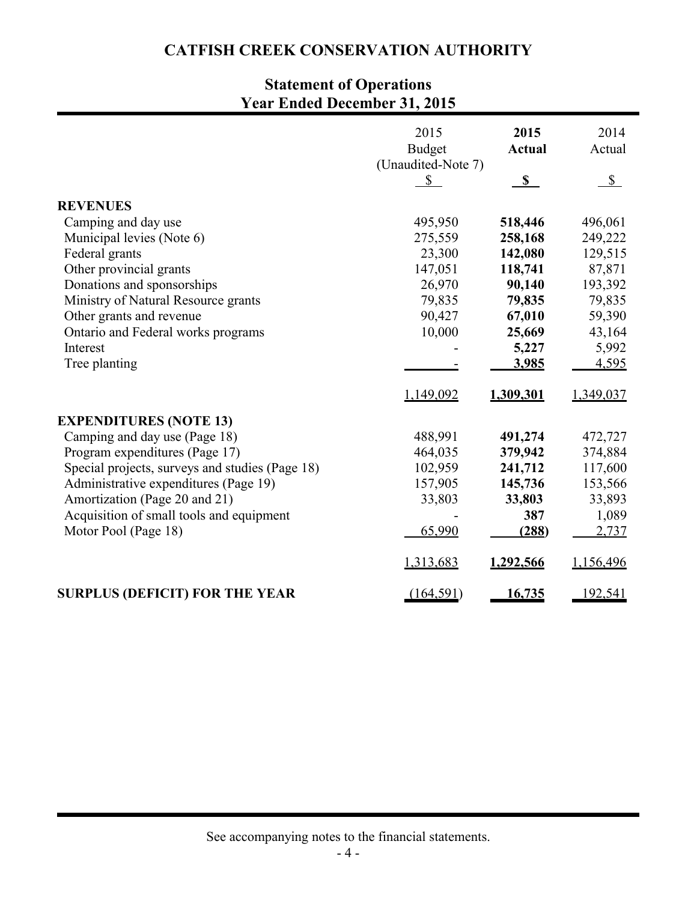# CATFISH CREEK CONSERVATION AUTHORITY

## Statement of Operations
## Year Ended December 31, 2015

| | 2015 Budget (Unaudited-Note 7) | **2015 Actual** | 2014 Actual |
|---|---|---|---|
| | $ | **$** | $ |
| **REVENUES** | | | |
| Camping and day use | 495,950 | **518,446** | 496,061 |
| Municipal levies (Note 6) | 275,559 | **258,168** | 249,222 |
| Federal grants | 23,300 | **142,080** | 129,515 |
| Other provincial grants | 147,051 | **118,741** | 87,871 |
| Donations and sponsorships | 26,970 | **90,140** | 193,392 |
| Ministry of Natural Resource grants | 79,835 | **79,835** | 79,835 |
| Other grants and revenue | 90,427 | **67,010** | 59,390 |
| Ontario and Federal works programs | 10,000 | **25,669** | 43,164 |
| Interest | - | **5,227** | 5,992 |
| Tree planting | - | **3,985** | 4,595 |
| | 1,149,092 | **1,309,301** | 1,349,037 |
| **EXPENDITURES (NOTE 13)** | | | |
| Camping and day use (Page 18) | 488,991 | **491,274** | 472,727 |
| Program expenditures (Page 17) | 464,035 | **379,942** | 374,884 |
| Special projects, surveys and studies (Page 18) | 102,959 | **241,712** | 117,600 |
| Administrative expenditures (Page 19) | 157,905 | **145,736** | 153,566 |
| Amortization (Page 20 and 21) | 33,803 | **33,803** | 33,893 |
| Acquisition of small tools and equipment | - | **387** | 1,089 |
| Motor Pool (Page 18) | 65,990 | **(288)** | 2,737 |
| | 1,313,683 | **1,292,566** | 1,156,496 |
| **SURPLUS (DEFICIT) FOR THE YEAR** | (164,591) | **16,735** | 192,541 |

See accompanying notes to the financial statements.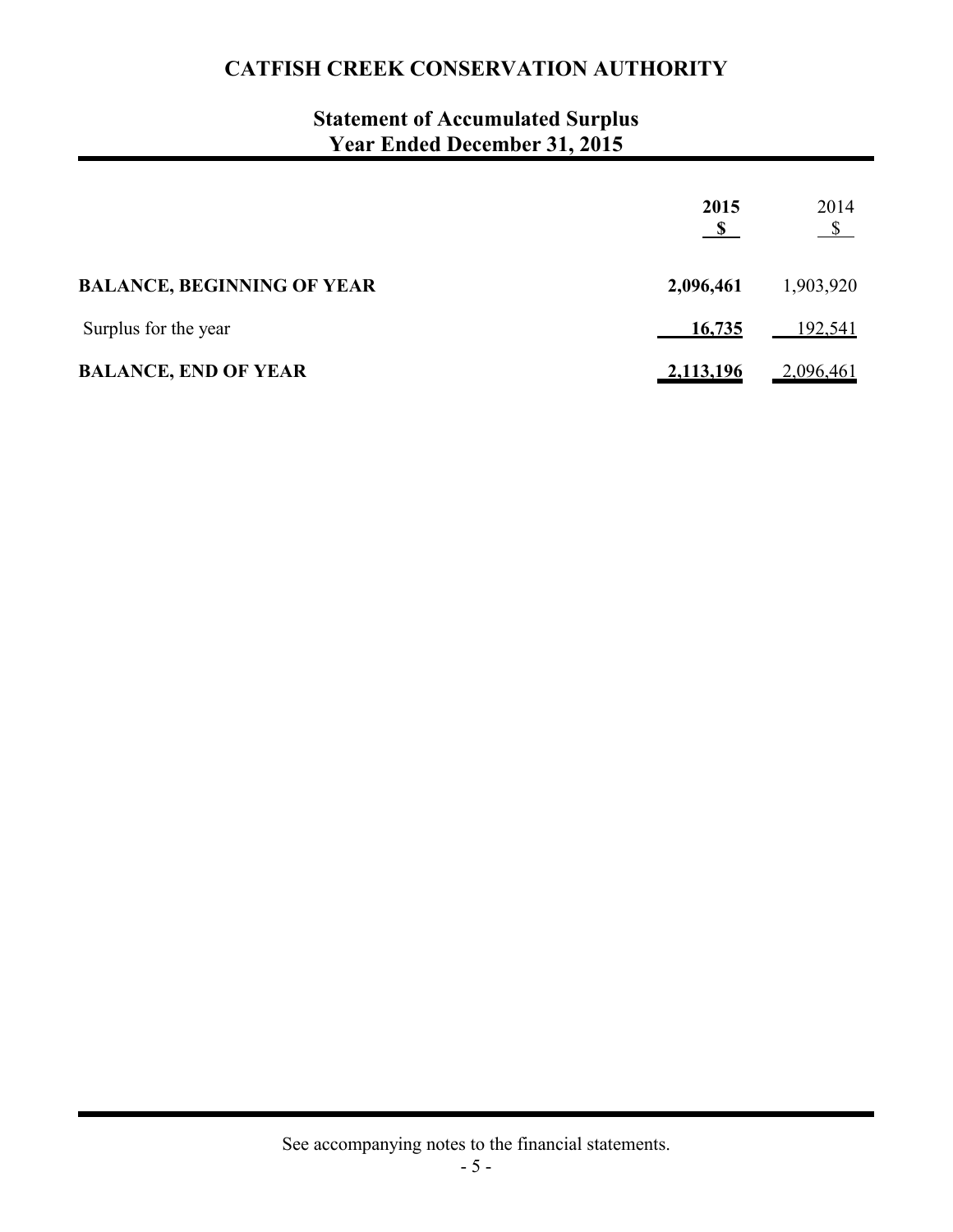# CATFISH CREEK CONSERVATION AUTHORITY

## Statement of Accumulated Surplus
## Year Ended December 31, 2015

| | **2015** | 2014 |
|---|---|---|
| | **$** | $ |
| **BALANCE, BEGINNING OF YEAR** | **2,096,461** | 1,903,920 |
| Surplus for the year | **16,735** | 192,541 |
| **BALANCE, END OF YEAR** | **2,113,196** | 2,096,461 |

See accompanying notes to the financial statements.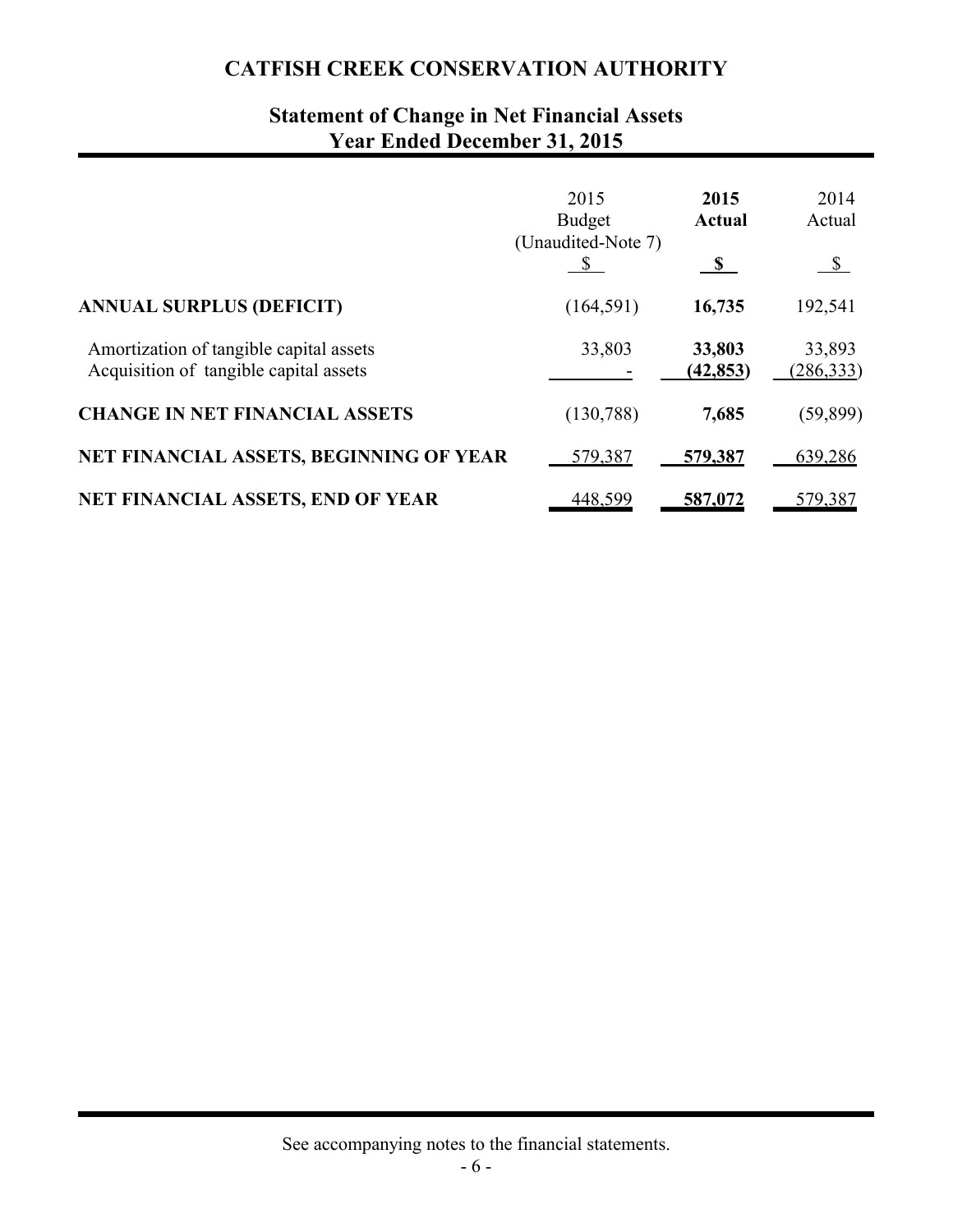# CATFISH CREEK CONSERVATION AUTHORITY

## Statement of Change in Net Financial Assets
## Year Ended December 31, 2015

| | 2015 Budget (Unaudited-Note 7) $ | **2015 Actual $** | 2014 Actual $ |
|---|---|---|---|
| **ANNUAL SURPLUS (DEFICIT)** | (164,591) | **16,735** | 192,541 |
| Amortization of tangible capital assets | 33,803 | **33,803** | 33,893 |
| Acquisition of tangible capital assets | - | **(42,853)** | (286,333) |
| **CHANGE IN NET FINANCIAL ASSETS** | (130,788) | **7,685** | (59,899) |
| **NET FINANCIAL ASSETS, BEGINNING OF YEAR** | 579,387 | **579,387** | 639,286 |
| **NET FINANCIAL ASSETS, END OF YEAR** | 448,599 | **587,072** | 579,387 |

See accompanying notes to the financial statements.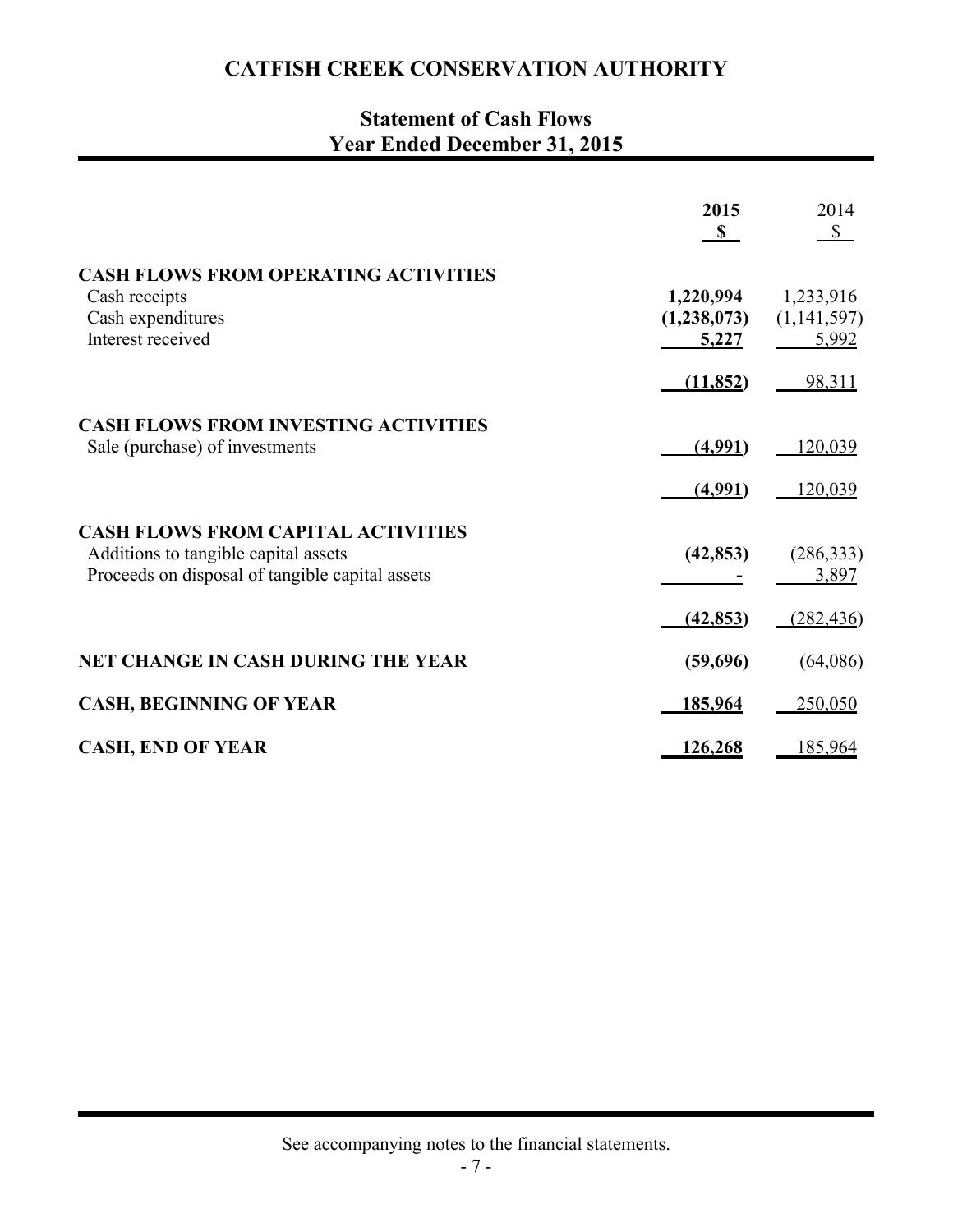# CATFISH CREEK CONSERVATION AUTHORITY

## Statement of Cash Flows
## Year Ended December 31, 2015

| | 2015 $ | 2014 $ |
|---|---|---|
| **CASH FLOWS FROM OPERATING ACTIVITIES** | | |
| Cash receipts | **1,220,994** | 1,233,916 |
| Cash expenditures | **(1,238,073)** | (1,141,597) |
| Interest received | **5,227** | 5,992 |
| | **(11,852)** | 98,311 |
| **CASH FLOWS FROM INVESTING ACTIVITIES** | | |
| Sale (purchase) of investments | **(4,991)** | 120,039 |
| | **(4,991)** | 120,039 |
| **CASH FLOWS FROM CAPITAL ACTIVITIES** | | |
| Additions to tangible capital assets | **(42,853)** | (286,333) |
| Proceeds on disposal of tangible capital assets | **-** | 3,897 |
| | **(42,853)** | (282,436) |
| **NET CHANGE IN CASH DURING THE YEAR** | **(59,696)** | (64,086) |
| **CASH, BEGINNING OF YEAR** | **185,964** | 250,050 |
| **CASH, END OF YEAR** | **126,268** | 185,964 |

See accompanying notes to the financial statements.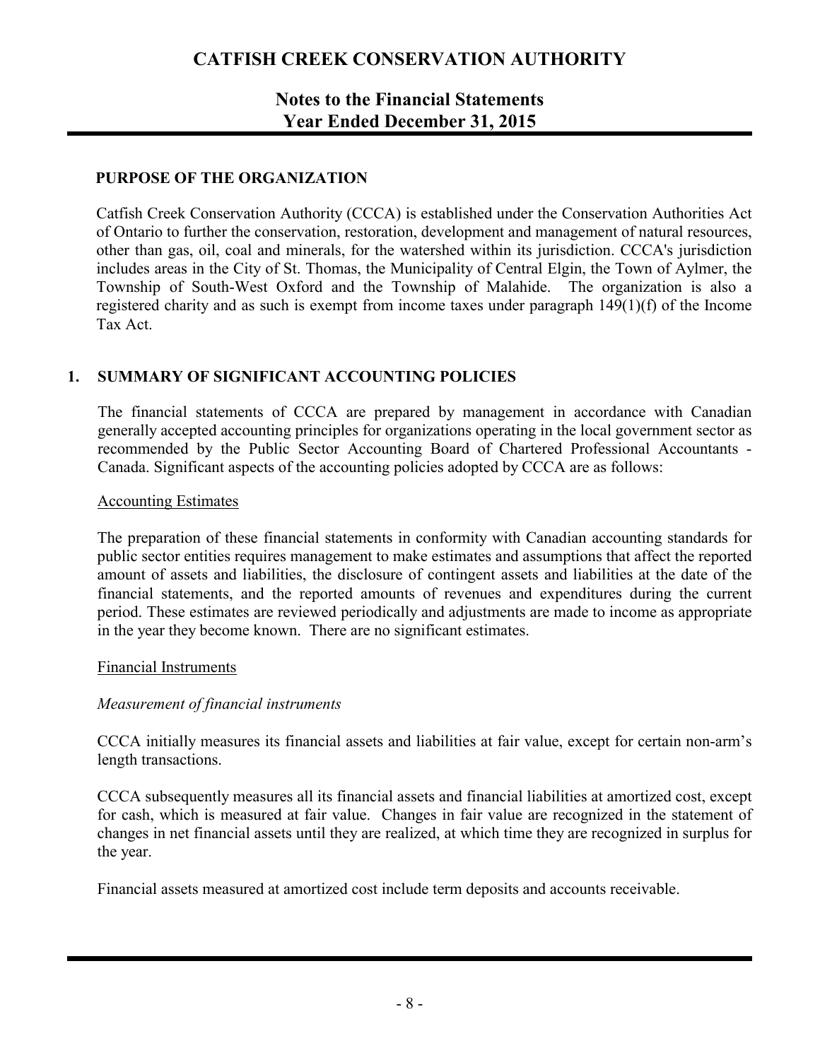# CATFISH CREEK CONSERVATION AUTHORITY

## Notes to the Financial Statements
## Year Ended December 31, 2015

### PURPOSE OF THE ORGANIZATION

Catfish Creek Conservation Authority (CCCA) is established under the Conservation Authorities Act of Ontario to further the conservation, restoration, development and management of natural resources, other than gas, oil, coal and minerals, for the watershed within its jurisdiction. CCCA's jurisdiction includes areas in the City of St. Thomas, the Municipality of Central Elgin, the Town of Aylmer, the Township of South-West Oxford and the Township of Malahide. The organization is also a registered charity and as such is exempt from income taxes under paragraph 149(1)(f) of the Income Tax Act.

### 1. SUMMARY OF SIGNIFICANT ACCOUNTING POLICIES

The financial statements of CCCA are prepared by management in accordance with Canadian generally accepted accounting principles for organizations operating in the local government sector as recommended by the Public Sector Accounting Board of Chartered Professional Accountants - Canada. Significant aspects of the accounting policies adopted by CCCA are as follows:

Accounting Estimates

The preparation of these financial statements in conformity with Canadian accounting standards for public sector entities requires management to make estimates and assumptions that affect the reported amount of assets and liabilities, the disclosure of contingent assets and liabilities at the date of the financial statements, and the reported amounts of revenues and expenditures during the current period. These estimates are reviewed periodically and adjustments are made to income as appropriate in the year they become known. There are no significant estimates.

Financial Instruments

*Measurement of financial instruments*

CCCA initially measures its financial assets and liabilities at fair value, except for certain non-arm's length transactions.

CCCA subsequently measures all its financial assets and financial liabilities at amortized cost, except for cash, which is measured at fair value. Changes in fair value are recognized in the statement of changes in net financial assets until they are realized, at which time they are recognized in surplus for the year.

Financial assets measured at amortized cost include term deposits and accounts receivable.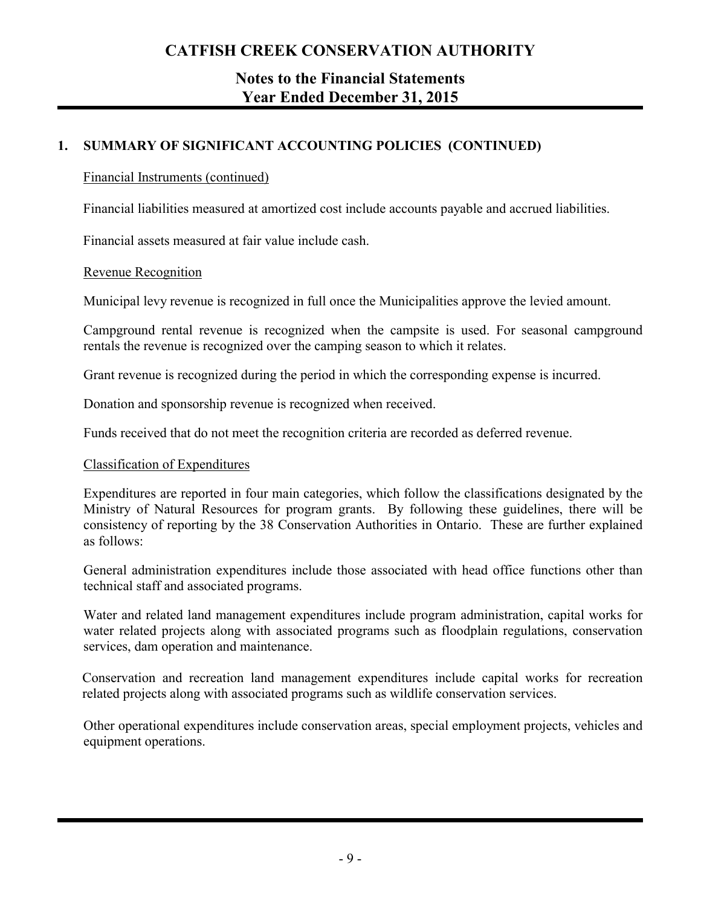## 1. SUMMARY OF SIGNIFICANT ACCOUNTING POLICIES (CONTINUED)

Financial Instruments (continued)

Financial liabilities measured at amortized cost include accounts payable and accrued liabilities.

Financial assets measured at fair value include cash.

Revenue Recognition

Municipal levy revenue is recognized in full once the Municipalities approve the levied amount.

Campground rental revenue is recognized when the campsite is used. For seasonal campground rentals the revenue is recognized over the camping season to which it relates.

Grant revenue is recognized during the period in which the corresponding expense is incurred.

Donation and sponsorship revenue is recognized when received.

Funds received that do not meet the recognition criteria are recorded as deferred revenue.

Classification of Expenditures

Expenditures are reported in four main categories, which follow the classifications designated by the Ministry of Natural Resources for program grants. By following these guidelines, there will be consistency of reporting by the 38 Conservation Authorities in Ontario. These are further explained as follows:

General administration expenditures include those associated with head office functions other than technical staff and associated programs.

Water and related land management expenditures include program administration, capital works for water related projects along with associated programs such as floodplain regulations, conservation services, dam operation and maintenance.

Conservation and recreation land management expenditures include capital works for recreation related projects along with associated programs such as wildlife conservation services.

Other operational expenditures include conservation areas, special employment projects, vehicles and equipment operations.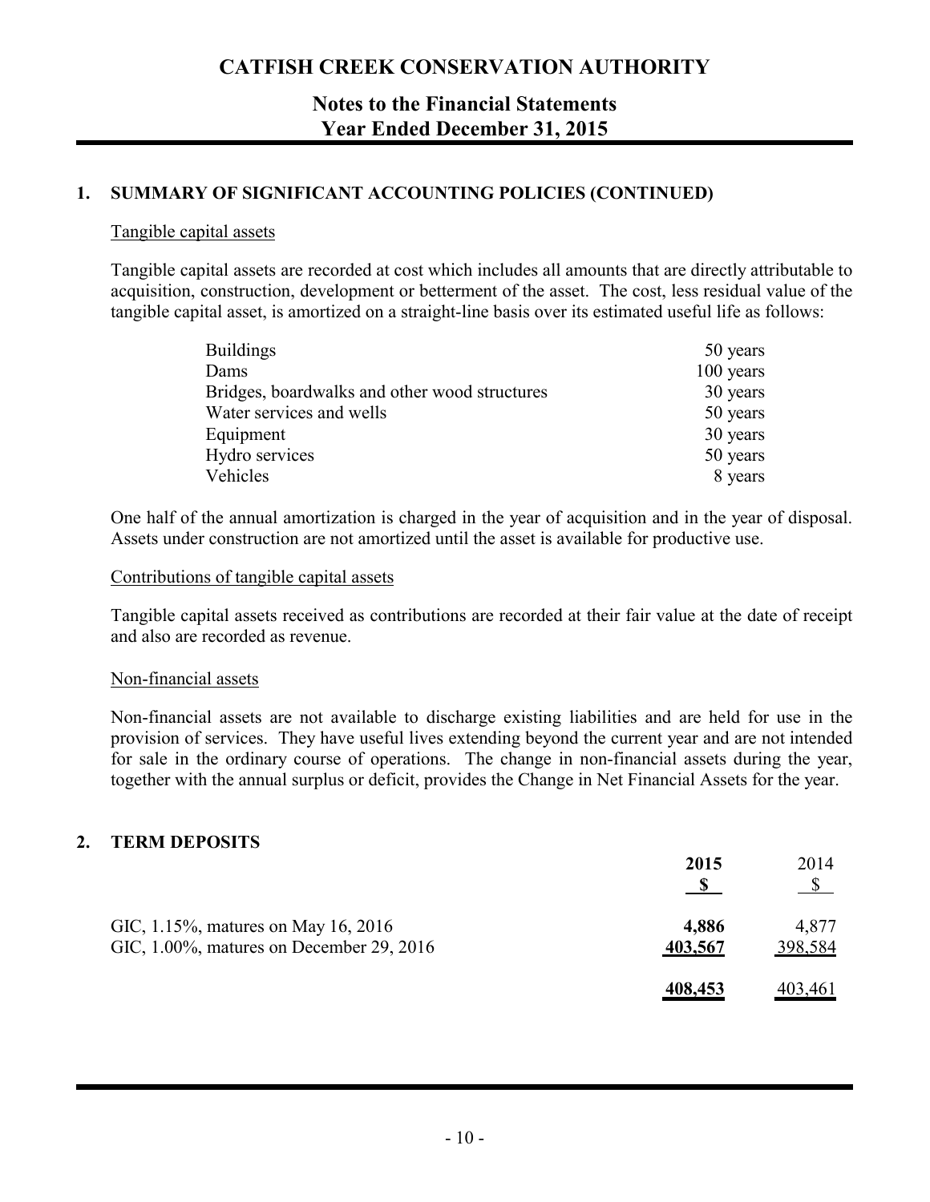# CATFISH CREEK CONSERVATION AUTHORITY

## Notes to the Financial Statements
## Year Ended December 31, 2015

### 1. SUMMARY OF SIGNIFICANT ACCOUNTING POLICIES (CONTINUED)

Tangible capital assets

Tangible capital assets are recorded at cost which includes all amounts that are directly attributable to acquisition, construction, development or betterment of the asset. The cost, less residual value of the tangible capital asset, is amortized on a straight-line basis over its estimated useful life as follows:

| | |
|---|---|
| Buildings | 50 years |
| Dams | 100 years |
| Bridges, boardwalks and other wood structures | 30 years |
| Water services and wells | 50 years |
| Equipment | 30 years |
| Hydro services | 50 years |
| Vehicles | 8 years |

One half of the annual amortization is charged in the year of acquisition and in the year of disposal. Assets under construction are not amortized until the asset is available for productive use.

Contributions of tangible capital assets

Tangible capital assets received as contributions are recorded at their fair value at the date of receipt and also are recorded as revenue.

Non-financial assets

Non-financial assets are not available to discharge existing liabilities and are held for use in the provision of services. They have useful lives extending beyond the current year and are not intended for sale in the ordinary course of operations. The change in non-financial assets during the year, together with the annual surplus or deficit, provides the Change in Net Financial Assets for the year.

### 2. TERM DEPOSITS

| | **2015** | 2014 |
|---|---|---|
| | **$** | $ |
| GIC, 1.15%, matures on May 16, 2016 | **4,886** | 4,877 |
| GIC, 1.00%, matures on December 29, 2016 | **403,567** | 398,584 |
| | **408,453** | 403,461 |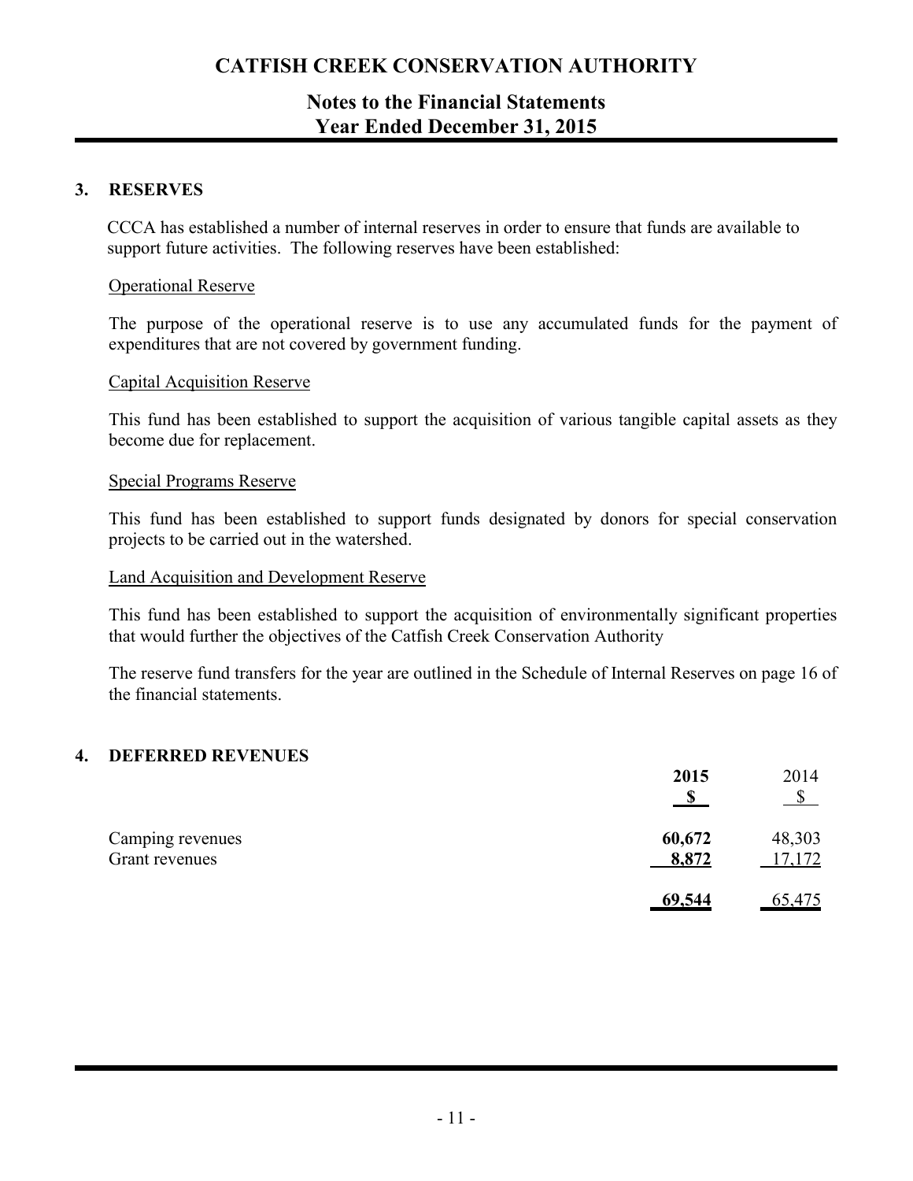# CATFISH CREEK CONSERVATION AUTHORITY

## Notes to the Financial Statements
## Year Ended December 31, 2015

### 3. RESERVES

CCCA has established a number of internal reserves in order to ensure that funds are available to support future activities. The following reserves have been established:

Operational Reserve

The purpose of the operational reserve is to use any accumulated funds for the payment of expenditures that are not covered by government funding.

Capital Acquisition Reserve

This fund has been established to support the acquisition of various tangible capital assets as they become due for replacement.

Special Programs Reserve

This fund has been established to support funds designated by donors for special conservation projects to be carried out in the watershed.

Land Acquisition and Development Reserve

This fund has been established to support the acquisition of environmentally significant properties that would further the objectives of the Catfish Creek Conservation Authority

The reserve fund transfers for the year are outlined in the Schedule of Internal Reserves on page 16 of the financial statements.

### 4. DEFERRED REVENUES

| | **2015** | 2014 |
|---|---|---|
| | **$** | $ |
| Camping revenues | **60,672** | 48,303 |
| Grant revenues | **8,872** | 17,172 |
| | **69,544** | 65,475 |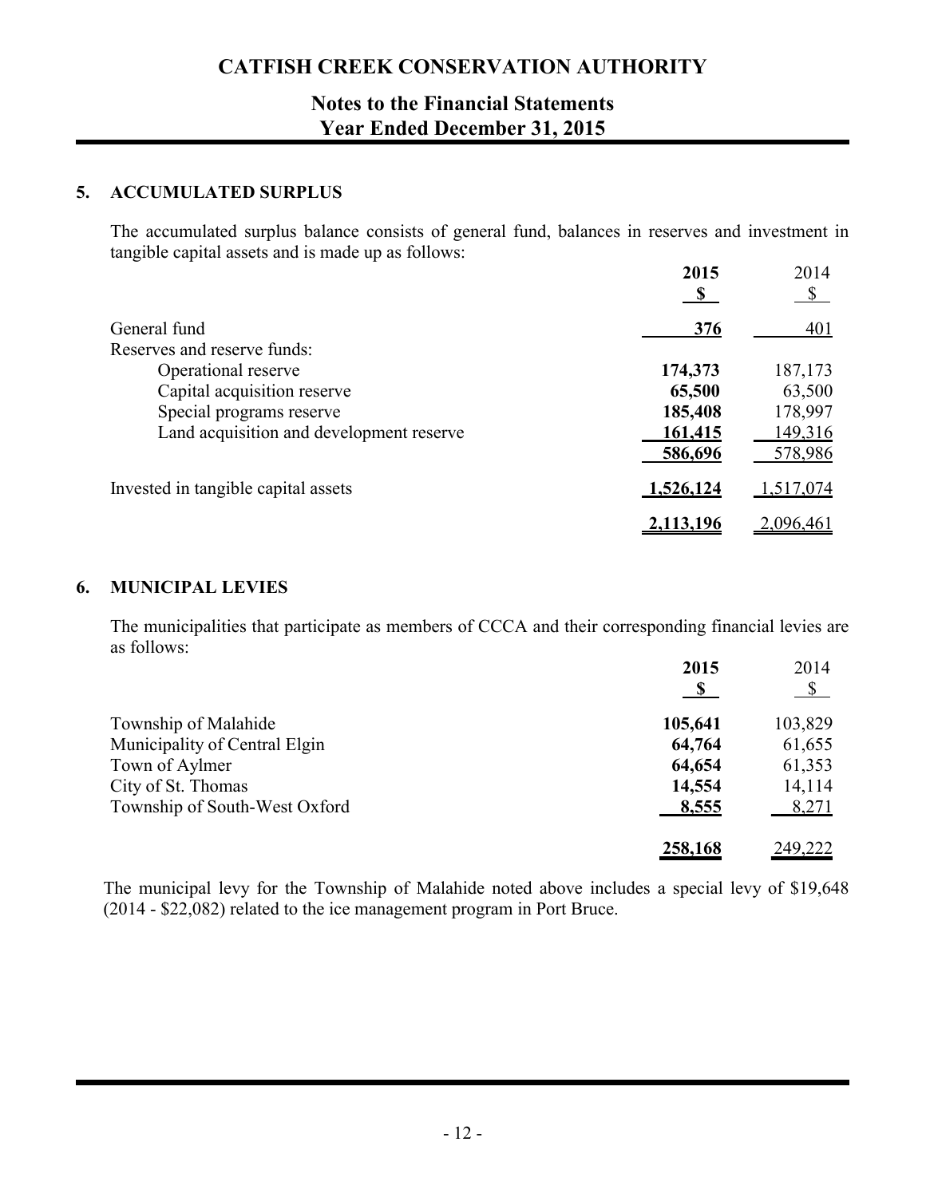# CATFISH CREEK CONSERVATION AUTHORITY

## Notes to the Financial Statements
## Year Ended December 31, 2015

### 5. ACCUMULATED SURPLUS

The accumulated surplus balance consists of general fund, balances in reserves and investment in tangible capital assets and is made up as follows:

| | **2015** | 2014 |
|---|---|---|
| | **$** | $ |
| General fund | **376** | 401 |
| Reserves and reserve funds: | | |
| Operational reserve | **174,373** | 187,173 |
| Capital acquisition reserve | **65,500** | 63,500 |
| Special programs reserve | **185,408** | 178,997 |
| Land acquisition and development reserve | **161,415** | 149,316 |
| | **586,696** | 578,986 |
| Invested in tangible capital assets | **1,526,124** | 1,517,074 |
| | **2,113,196** | 2,096,461 |

### 6. MUNICIPAL LEVIES

The municipalities that participate as members of CCCA and their corresponding financial levies are as follows:

| | **2015** | 2014 |
|---|---|---|
| | **$** | $ |
| Township of Malahide | **105,641** | 103,829 |
| Municipality of Central Elgin | **64,764** | 61,655 |
| Town of Aylmer | **64,654** | 61,353 |
| City of St. Thomas | **14,554** | 14,114 |
| Township of South-West Oxford | **8,555** | 8,271 |
| | **258,168** | 249,222 |

The municipal levy for the Township of Malahide noted above includes a special levy of $19,648 (2014 - $22,082) related to the ice management program in Port Bruce.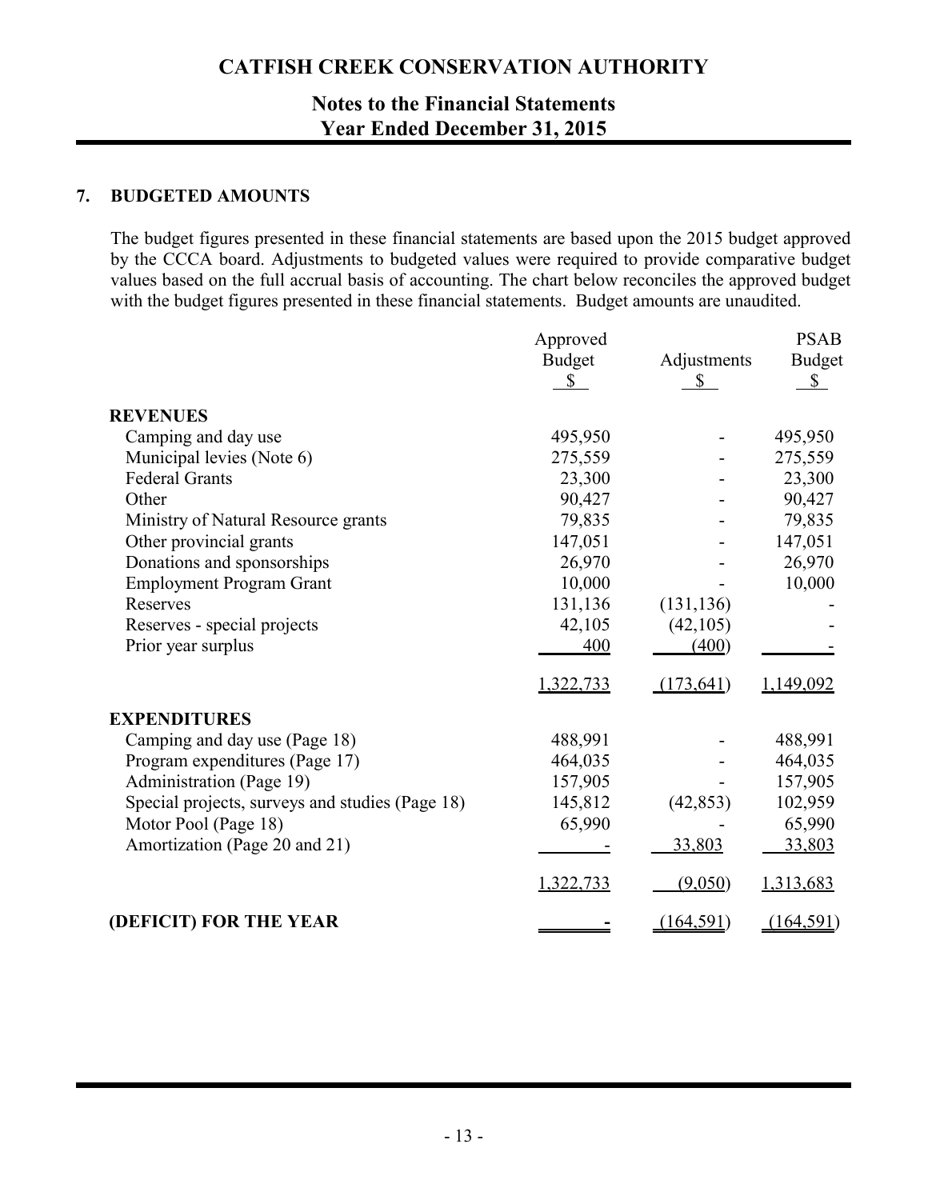## 7. BUDGETED AMOUNTS

The budget figures presented in these financial statements are based upon the 2015 budget approved by the CCCA board. Adjustments to budgeted values were required to provide comparative budget values based on the full accrual basis of accounting. The chart below reconciles the approved budget with the budget figures presented in these financial statements. Budget amounts are unaudited.

| | Approved Budget $ | Adjustments $ | PSAB Budget $ |
|---|---|---|---|
| **REVENUES** | | | |
| Camping and day use | 495,950 | - | 495,950 |
| Municipal levies (Note 6) | 275,559 | - | 275,559 |
| Federal Grants | 23,300 | - | 23,300 |
| Other | 90,427 | - | 90,427 |
| Ministry of Natural Resource grants | 79,835 | - | 79,835 |
| Other provincial grants | 147,051 | - | 147,051 |
| Donations and sponsorships | 26,970 | - | 26,970 |
| Employment Program Grant | 10,000 | - | 10,000 |
| Reserves | 131,136 | (131,136) | - |
| Reserves - special projects | 42,105 | (42,105) | - |
| Prior year surplus | 400 | (400) | - |
| | 1,322,733 | (173,641) | 1,149,092 |
| **EXPENDITURES** | | | |
| Camping and day use (Page 18) | 488,991 | - | 488,991 |
| Program expenditures (Page 17) | 464,035 | - | 464,035 |
| Administration (Page 19) | 157,905 | - | 157,905 |
| Special projects, surveys and studies (Page 18) | 145,812 | (42,853) | 102,959 |
| Motor Pool (Page 18) | 65,990 | - | 65,990 |
| Amortization (Page 20 and 21) | - | 33,803 | 33,803 |
| | 1,322,733 | (9,050) | 1,313,683 |
| **(DEFICIT) FOR THE YEAR** | - | (164,591) | (164,591) |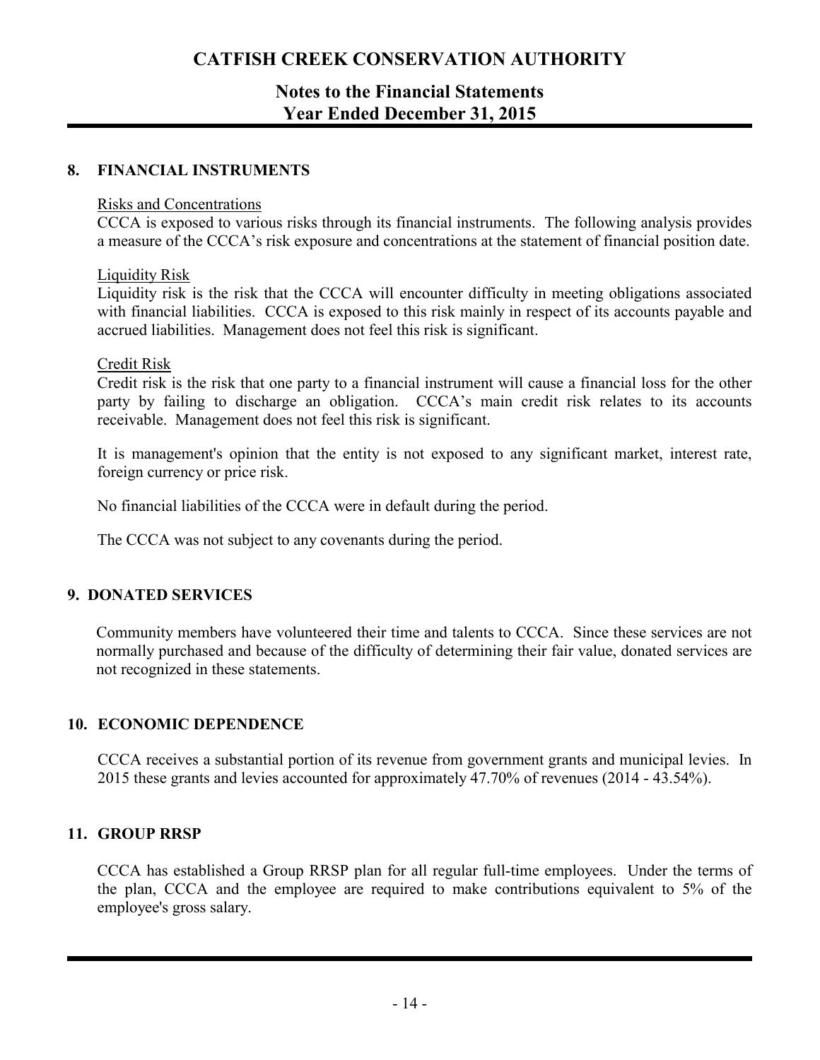## 8. FINANCIAL INSTRUMENTS

Risks and Concentrations

CCCA is exposed to various risks through its financial instruments. The following analysis provides a measure of the CCCA's risk exposure and concentrations at the statement of financial position date.

Liquidity Risk

Liquidity risk is the risk that the CCCA will encounter difficulty in meeting obligations associated with financial liabilities. CCCA is exposed to this risk mainly in respect of its accounts payable and accrued liabilities. Management does not feel this risk is significant.

Credit Risk

Credit risk is the risk that one party to a financial instrument will cause a financial loss for the other party by failing to discharge an obligation. CCCA's main credit risk relates to its accounts receivable. Management does not feel this risk is significant.

It is management's opinion that the entity is not exposed to any significant market, interest rate, foreign currency or price risk.

No financial liabilities of the CCCA were in default during the period.

The CCCA was not subject to any covenants during the period.

## 9. DONATED SERVICES

Community members have volunteered their time and talents to CCCA. Since these services are not normally purchased and because of the difficulty of determining their fair value, donated services are not recognized in these statements.

## 10. ECONOMIC DEPENDENCE

CCCA receives a substantial portion of its revenue from government grants and municipal levies. In 2015 these grants and levies accounted for approximately 47.70% of revenues (2014 - 43.54%).

## 11. GROUP RRSP

CCCA has established a Group RRSP plan for all regular full-time employees. Under the terms of the plan, CCCA and the employee are required to make contributions equivalent to 5% of the employee's gross salary.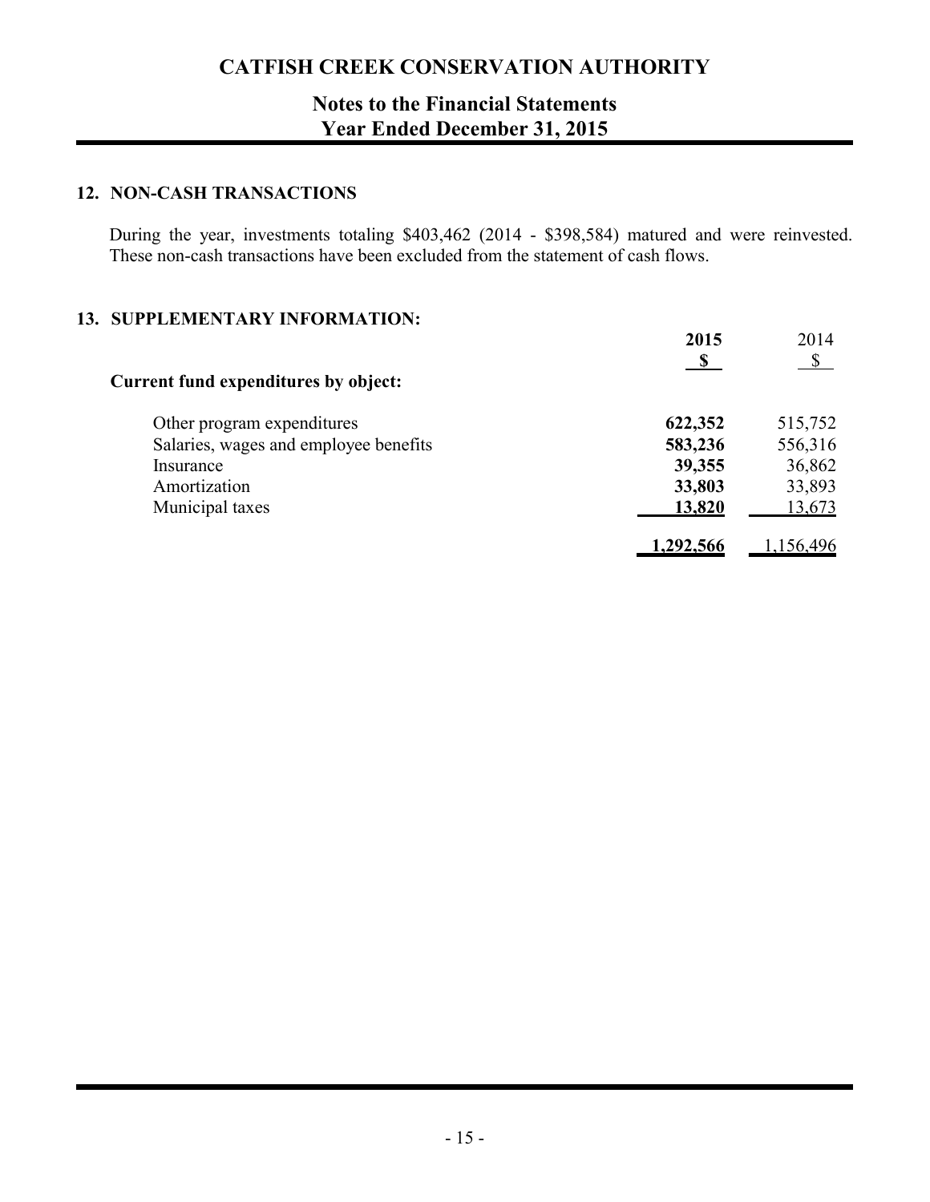# CATFISH CREEK CONSERVATION AUTHORITY

## Notes to the Financial Statements
## Year Ended December 31, 2015

### 12. NON-CASH TRANSACTIONS

During the year, investments totaling \$403,462 (2014 - \$398,584) matured and were reinvested. These non-cash transactions have been excluded from the statement of cash flows.

### 13. SUPPLEMENTARY INFORMATION:

| | 2015 | 2014 |
|---|---|---|
| | \$ | \$ |
| **Current fund expenditures by object:** | | |
| Other program expenditures | **622,352** | 515,752 |
| Salaries, wages and employee benefits | **583,236** | 556,316 |
| Insurance | **39,355** | 36,862 |
| Amortization | **33,803** | 33,893 |
| Municipal taxes | **13,820** | 13,673 |
| | **1,292,566** | 1,156,496 |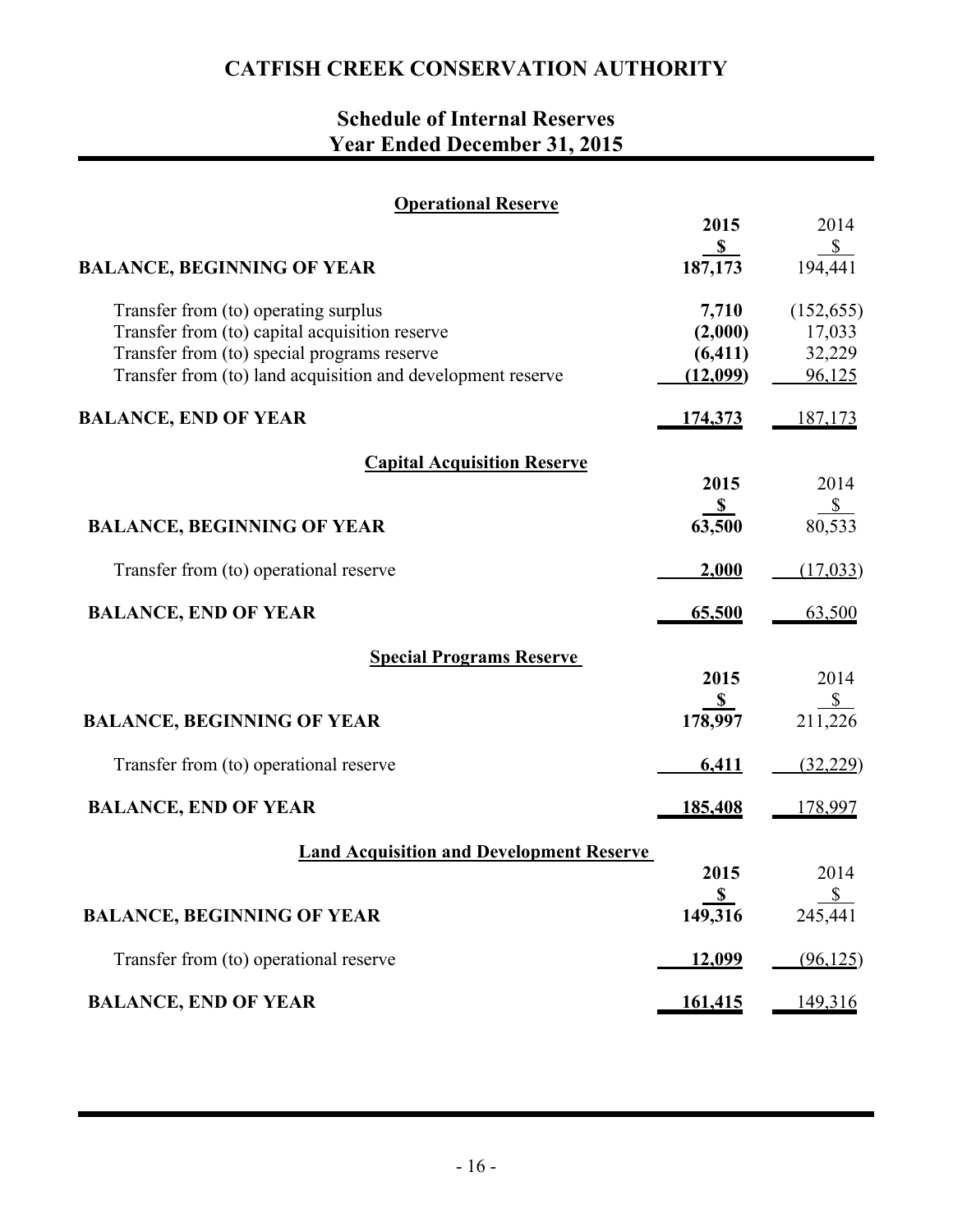# CATFISH CREEK CONSERVATION AUTHORITY

## Schedule of Internal Reserves
## Year Ended December 31, 2015

### Operational Reserve

| | 2015 | 2014 |
|---|---|---|
| | **$** | $ |
| **BALANCE, BEGINNING OF YEAR** | **187,173** | 194,441 |
| Transfer from (to) operating surplus | **7,710** | (152,655) |
| Transfer from (to) capital acquisition reserve | **(2,000)** | 17,033 |
| Transfer from (to) special programs reserve | **(6,411)** | 32,229 |
| Transfer from (to) land acquisition and development reserve | **(12,099)** | 96,125 |
| **BALANCE, END OF YEAR** | **174,373** | 187,173 |

### Capital Acquisition Reserve

| | 2015 | 2014 |
|---|---|---|
| | **$** | $ |
| **BALANCE, BEGINNING OF YEAR** | **63,500** | 80,533 |
| Transfer from (to) operational reserve | **2,000** | (17,033) |
| **BALANCE, END OF YEAR** | **65,500** | 63,500 |

### Special Programs Reserve

| | 2015 | 2014 |
|---|---|---|
| | **$** | $ |
| **BALANCE, BEGINNING OF YEAR** | **178,997** | 211,226 |
| Transfer from (to) operational reserve | **6,411** | (32,229) |
| **BALANCE, END OF YEAR** | **185,408** | 178,997 |

### Land Acquisition and Development Reserve

| | 2015 | 2014 |
|---|---|---|
| | **$** | $ |
| **BALANCE, BEGINNING OF YEAR** | **149,316** | 245,441 |
| Transfer from (to) operational reserve | **12,099** | (96,125) |
| **BALANCE, END OF YEAR** | **161,415** | 149,316 |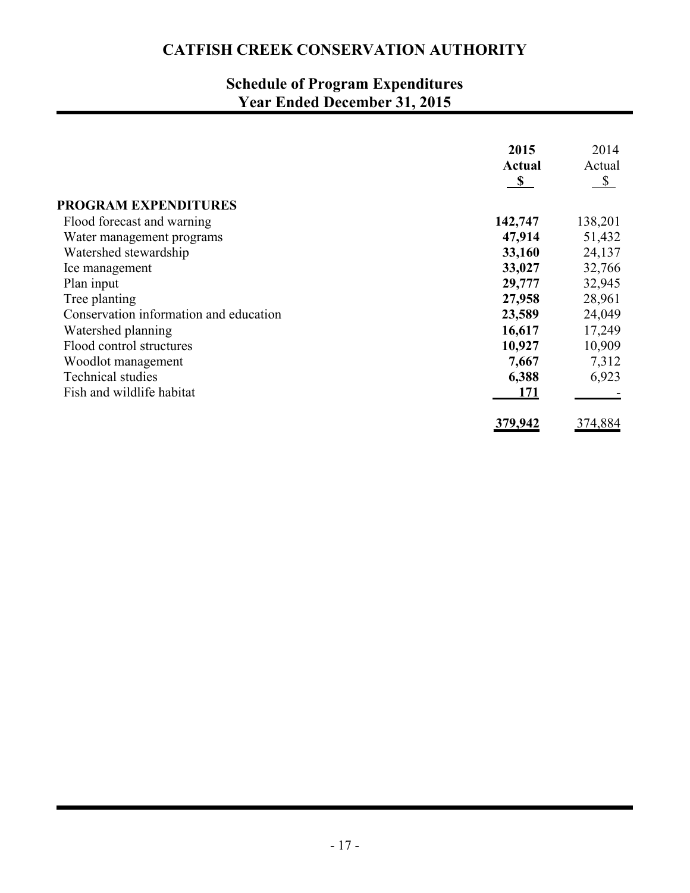# CATFISH CREEK CONSERVATION AUTHORITY

## Schedule of Program Expenditures
## Year Ended December 31, 2015

| | **2015 Actual $** | 2014 Actual $ |
|---|---|---|
| **PROGRAM EXPENDITURES** | | |
| Flood forecast and warning | **142,747** | 138,201 |
| Water management programs | **47,914** | 51,432 |
| Watershed stewardship | **33,160** | 24,137 |
| Ice management | **33,027** | 32,766 |
| Plan input | **29,777** | 32,945 |
| Tree planting | **27,958** | 28,961 |
| Conservation information and education | **23,589** | 24,049 |
| Watershed planning | **16,617** | 17,249 |
| Flood control structures | **10,927** | 10,909 |
| Woodlot management | **7,667** | 7,312 |
| Technical studies | **6,388** | 6,923 |
| Fish and wildlife habitat | **171** | - |
| | **379,942** | 374,884 |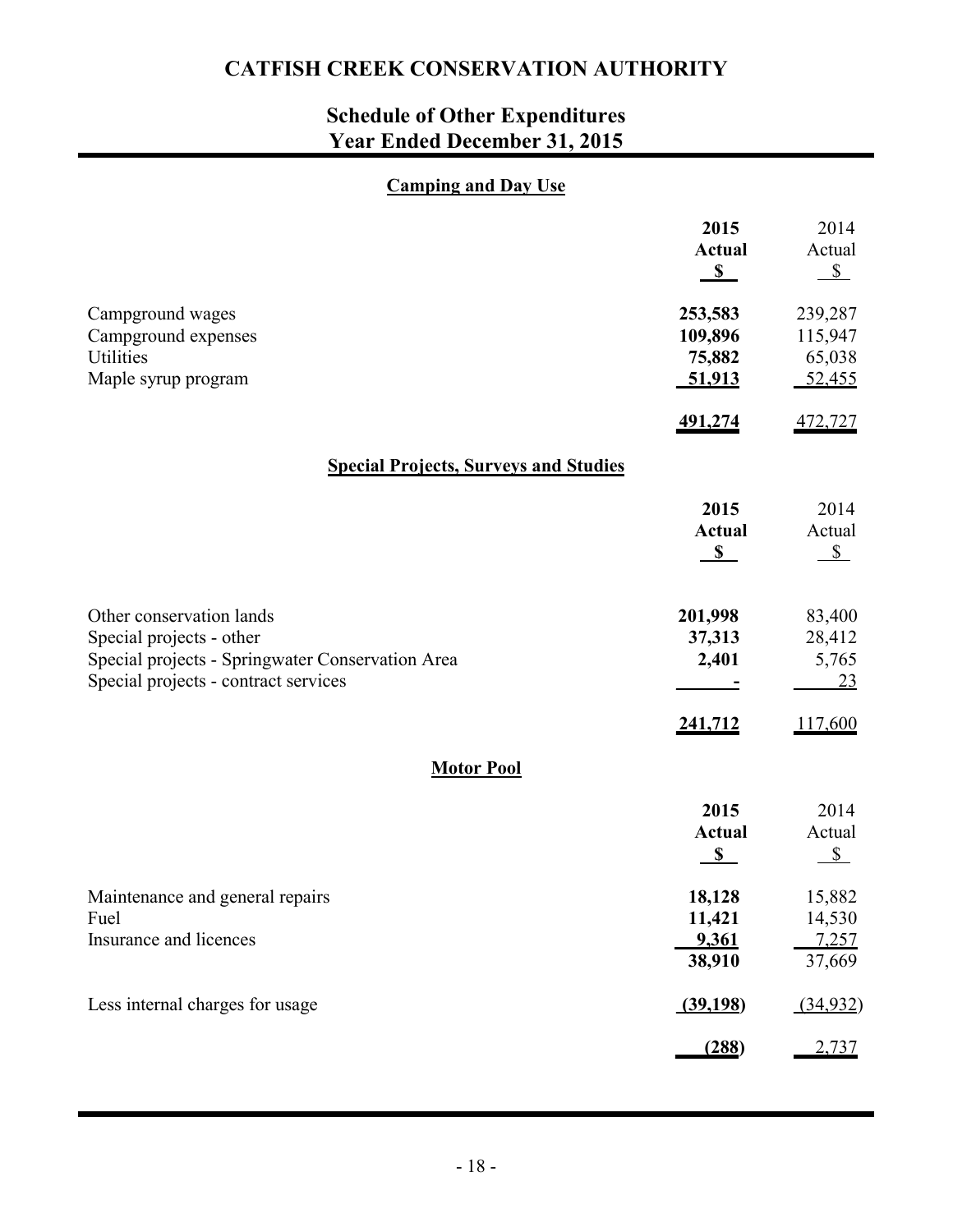# CATFISH CREEK CONSERVATION AUTHORITY

## Schedule of Other Expenditures
## Year Ended December 31, 2015

### Camping and Day Use

| | 2015 Actual $ | 2014 Actual $ |
|---|---|---|
| Campground wages | **253,583** | 239,287 |
| Campground expenses | **109,896** | 115,947 |
| Utilities | **75,882** | 65,038 |
| Maple syrup program | **51,913** | 52,455 |
| | **491,274** | 472,727 |

### Special Projects, Surveys and Studies

| | 2015 Actual $ | 2014 Actual $ |
|---|---|---|
| Other conservation lands | **201,998** | 83,400 |
| Special projects - other | **37,313** | 28,412 |
| Special projects - Springwater Conservation Area | **2,401** | 5,765 |
| Special projects - contract services | **-** | 23 |
| | **241,712** | 117,600 |

### Motor Pool

| | 2015 Actual $ | 2014 Actual $ |
|---|---|---|
| Maintenance and general repairs | **18,128** | 15,882 |
| Fuel | **11,421** | 14,530 |
| Insurance and licences | **9,361** | 7,257 |
| | **38,910** | 37,669 |
| Less internal charges for usage | **(39,198)** | (34,932) |
| | **(288)** | 2,737 |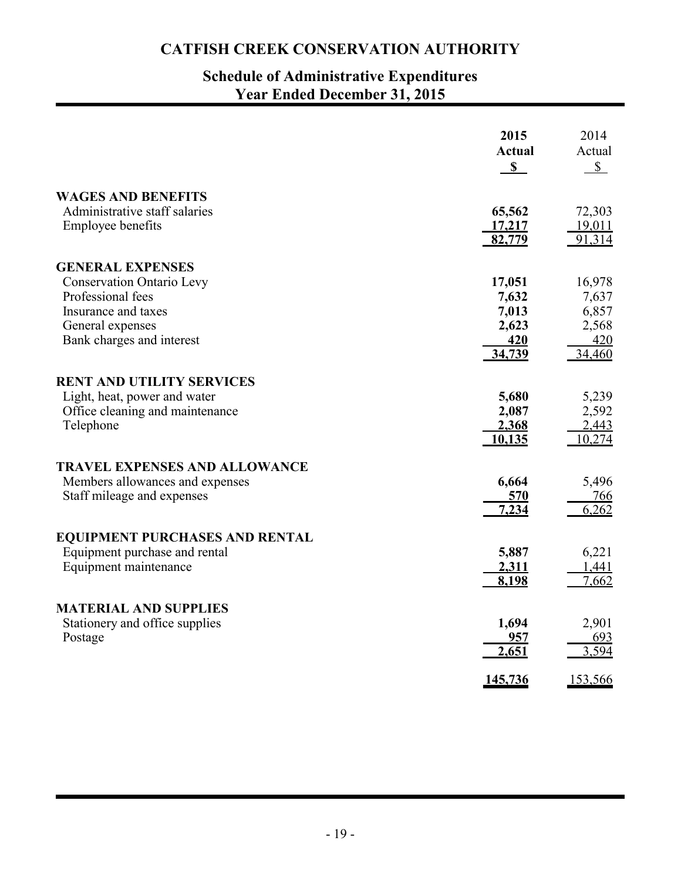# CATFISH CREEK CONSERVATION AUTHORITY

## Schedule of Administrative Expenditures
## Year Ended December 31, 2015

| | 2015 Actual $ | 2014 Actual $ |
|---|---|---|
| **WAGES AND BENEFITS** | | |
| Administrative staff salaries | **65,562** | 72,303 |
| Employee benefits | **17,217** | 19,011 |
| | **82,779** | 91,314 |
| **GENERAL EXPENSES** | | |
| Conservation Ontario Levy | **17,051** | 16,978 |
| Professional fees | **7,632** | 7,637 |
| Insurance and taxes | **7,013** | 6,857 |
| General expenses | **2,623** | 2,568 |
| Bank charges and interest | **420** | 420 |
| | **34,739** | 34,460 |
| **RENT AND UTILITY SERVICES** | | |
| Light, heat, power and water | **5,680** | 5,239 |
| Office cleaning and maintenance | **2,087** | 2,592 |
| Telephone | **2,368** | 2,443 |
| | **10,135** | 10,274 |
| **TRAVEL EXPENSES AND ALLOWANCE** | | |
| Members allowances and expenses | **6,664** | 5,496 |
| Staff mileage and expenses | **570** | 766 |
| | **7,234** | 6,262 |
| **EQUIPMENT PURCHASES AND RENTAL** | | |
| Equipment purchase and rental | **5,887** | 6,221 |
| Equipment maintenance | **2,311** | 1,441 |
| | **8,198** | 7,662 |
| **MATERIAL AND SUPPLIES** | | |
| Stationery and office supplies | **1,694** | 2,901 |
| Postage | **957** | 693 |
| | **2,651** | 3,594 |
| | **145,736** | 153,566 |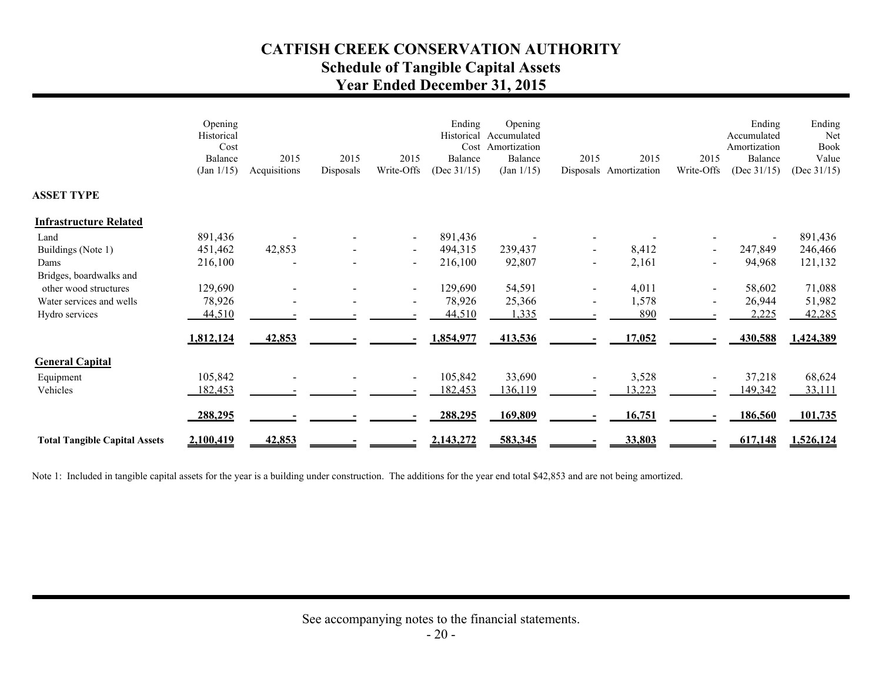# CATFISH CREEK CONSERVATION AUTHORITY
## Schedule of Tangible Capital Assets
## Year Ended December 31, 2015

| ASSET TYPE | Opening Historical Cost Balance (Jan 1/15) | 2015 Acquisitions | 2015 Disposals | 2015 Write-Offs | Ending Historical Cost Balance (Dec 31/15) | Opening Accumulated Amortization Balance (Jan 1/15) | 2015 Disposals | 2015 Amortization | 2015 Write-Offs | Ending Accumulated Amortization Balance (Dec 31/15) | Ending Net Book Value (Dec 31/15) |
|---|---|---|---|---|---|---|---|---|---|---|---|
| **Infrastructure Related** | | | | | | | | | | | |
| Land | 891,436 | - | - | - | 891,436 | - | - | - | - | - | 891,436 |
| Buildings (Note 1) | 451,462 | 42,853 | - | - | 494,315 | 239,437 | - | 8,412 | - | 247,849 | 246,466 |
| Dams | 216,100 | - | - | - | 216,100 | 92,807 | - | 2,161 | - | 94,968 | 121,132 |
| Bridges, boardwalks and other wood structures | 129,690 | - | - | - | 129,690 | 54,591 | - | 4,011 | - | 58,602 | 71,088 |
| Water services and wells | 78,926 | - | - | - | 78,926 | 25,366 | - | 1,578 | - | 26,944 | 51,982 |
| Hydro services | 44,510 | - | - | - | 44,510 | 1,335 | - | 890 | - | 2,225 | 42,285 |
| | **1,812,124** | **42,853** | **-** | **-** | **1,854,977** | **413,536** | **-** | **17,052** | **-** | **430,588** | **1,424,389** |
| **General Capital** | | | | | | | | | | | |
| Equipment | 105,842 | - | - | - | 105,842 | 33,690 | - | 3,528 | - | 37,218 | 68,624 |
| Vehicles | 182,453 | - | - | - | 182,453 | 136,119 | - | 13,223 | - | 149,342 | 33,111 |
| | **288,295** | **-** | **-** | **-** | **288,295** | **169,809** | **-** | **16,751** | **-** | **186,560** | **101,735** |
| **Total Tangible Capital Assets** | **2,100,419** | **42,853** | **-** | **-** | **2,143,272** | **583,345** | **-** | **33,803** | **-** | **617,148** | **1,526,124** |

Note 1: Included in tangible capital assets for the year is a building under construction. The additions for the year end total $42,853 and are not being amortized.

See accompanying notes to the financial statements.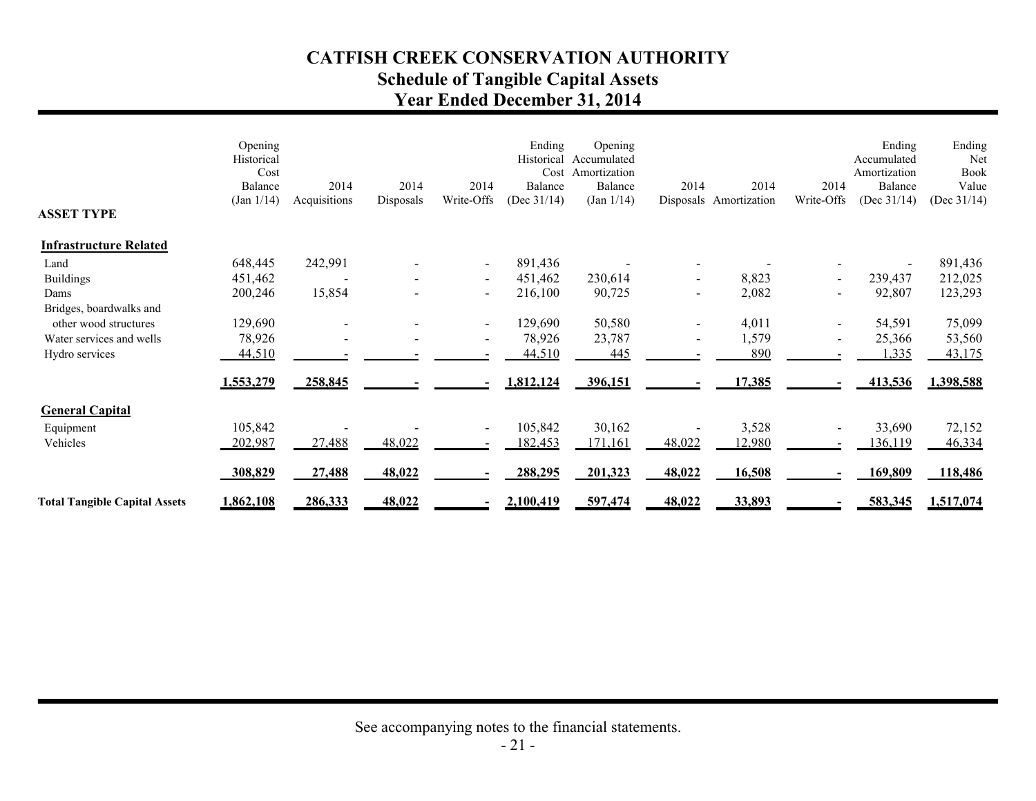# CATFISH CREEK CONSERVATION AUTHORITY
## Schedule of Tangible Capital Assets
## Year Ended December 31, 2014

| ASSET TYPE | Opening Historical Cost Balance (Jan 1/14) | 2014 Acquisitions | 2014 Disposals | 2014 Write-Offs | Ending Historical Cost Balance (Dec 31/14) | Opening Accumulated Amortization Balance (Jan 1/14) | 2014 Disposals | 2014 Amortization | 2014 Write-Offs | Ending Accumulated Amortization Balance (Dec 31/14) | Ending Net Book Value (Dec 31/14) |
|---|---|---|---|---|---|---|---|---|---|---|---|
| **Infrastructure Related** | | | | | | | | | | | |
| Land | 648,445 | 242,991 | - | - | 891,436 | - | - | - | - | - | 891,436 |
| Buildings | 451,462 | - | - | - | 451,462 | 230,614 | - | 8,823 | - | 239,437 | 212,025 |
| Dams | 200,246 | 15,854 | - | - | 216,100 | 90,725 | - | 2,082 | - | 92,807 | 123,293 |
| Bridges, boardwalks and other wood structures | 129,690 | - | - | - | 129,690 | 50,580 | - | 4,011 | - | 54,591 | 75,099 |
| Water services and wells | 78,926 | - | - | - | 78,926 | 23,787 | - | 1,579 | - | 25,366 | 53,560 |
| Hydro services | 44,510 | - | - | - | 44,510 | 445 | - | 890 | - | 1,335 | 43,175 |
| | **1,553,279** | **258,845** | **-** | **-** | **1,812,124** | **396,151** | **-** | **17,385** | **-** | **413,536** | **1,398,588** |
| **General Capital** | | | | | | | | | | | |
| Equipment | 105,842 | - | - | - | 105,842 | 30,162 | - | 3,528 | - | 33,690 | 72,152 |
| Vehicles | 202,987 | 27,488 | 48,022 | - | 182,453 | 171,161 | 48,022 | 12,980 | - | 136,119 | 46,334 |
| | **308,829** | **27,488** | **48,022** | **-** | **288,295** | **201,323** | **48,022** | **16,508** | **-** | **169,809** | **118,486** |
| **Total Tangible Capital Assets** | **1,862,108** | **286,333** | **48,022** | **-** | **2,100,419** | **597,474** | **48,022** | **33,893** | **-** | **583,345** | **1,517,074** |

See accompanying notes to the financial statements.